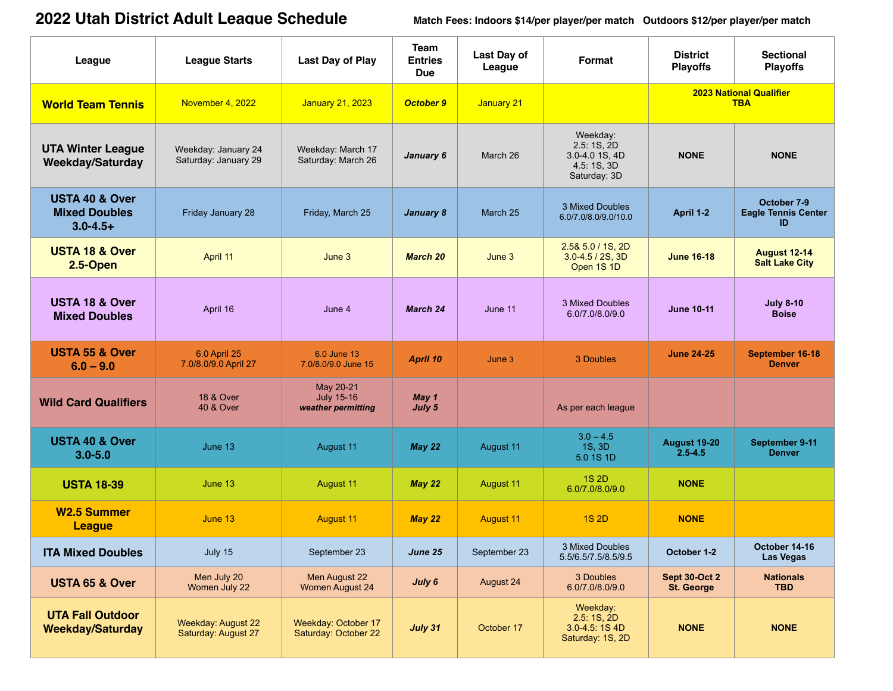# 2022 Utah District Adult League Schedule

**Match Fees: Indoors $14/per player/per match   Outdoors $12/per player/per match**

| League | League Starts | Last Day of Play | Team Entries Due | Last Day of League | Format | District Playoffs | Sectional Playoffs |
|---|---|---|---|---|---|---|---|
| **World Team Tennis** | November 4, 2022 | January 21, 2023 | ***October 9*** | January 21 | | **2023 National Qualifier TBA** | |
| **UTA Winter League Weekday/Saturday** | Weekday: January 24<br>Saturday: January 29 | Weekday: March 17<br>Saturday: March 26 | ***January 6*** | March 26 | Weekday:<br>2.5: 1S, 2D<br>3.0-4.0 1S, 4D<br>4.5: 1S, 3D<br>Saturday: 3D | **NONE** | **NONE** |
| **USTA 40 & Over Mixed Doubles 3.0-4.5+** | Friday January 28 | Friday, March 25 | ***January 8*** | March 25 | 3 Mixed Doubles<br>6.0/7.0/8.0/9.0/10.0 | **April 1-2** | **October 7-9<br>Eagle Tennis Center ID** |
| **USTA 18 & Over 2.5-Open** | April 11 | June 3 | ***March 20*** | June 3 | 2.5& 5.0 / 1S, 2D<br>3.0-4.5 / 2S, 3D<br>Open 1S 1D | **June 16-18** | **August 12-14<br>Salt Lake City** |
| **USTA 18 & Over Mixed Doubles** | April 16 | June 4 | ***March 24*** | June 11 | 3 Mixed Doubles<br>6.0/7.0/8.0/9.0 | **June 10-11** | **July 8-10<br>Boise** |
| **USTA 55 & Over 6.0 – 9.0** | 6.0 April 25<br>7.0/8.0/9.0 April 27 | 6.0 June 13<br>7.0/8.0/9.0 June 15 | ***April 10*** | June 3 | 3 Doubles | **June 24-25** | **September 16-18<br>Denver** |
| **Wild Card Qualifiers** | 18 & Over<br>40 & Over | May 20-21<br>July 15-16<br>***weather permitting*** | ***May 1<br>July 5*** | | As per each league | | |
| **USTA 40 & Over 3.0-5.0** | June 13 | August 11 | ***May 22*** | August 11 | 3.0 – 4.5<br>1S, 3D<br>5.0 1S 1D | **August 19-20<br>2.5-4.5** | **September 9-11<br>Denver** |
| **USTA 18-39** | June 13 | August 11 | ***May 22*** | August 11 | 1S 2D<br>6.0/7.0/8.0/9.0 | **NONE** | |
| **W2.5 Summer League** | June 13 | August 11 | ***May 22*** | August 11 | 1S 2D | **NONE** | |
| **ITA Mixed Doubles** | July 15 | September 23 | ***June 25*** | September 23 | 3 Mixed Doubles<br>5.5/6.5/7.5/8.5/9.5 | **October 1-2** | **October 14-16<br>Las Vegas** |
| **USTA 65 & Over** | Men July 20<br>Women July 22 | Men August 22<br>Women August 24 | ***July 6*** | August 24 | 3 Doubles<br>6.0/7.0/8.0/9.0 | **Sept 30-Oct 2<br>St. George** | **Nationals<br>TBD** |
| **UTA Fall Outdoor Weekday/Saturday** | Weekday: August 22<br>Saturday: August 27 | Weekday: October 17<br>Saturday: October 22 | ***July 31*** | October 17 | Weekday:<br>2.5: 1S, 2D<br>3.0-4.5: 1S 4D<br>Saturday: 1S, 2D | **NONE** | **NONE** |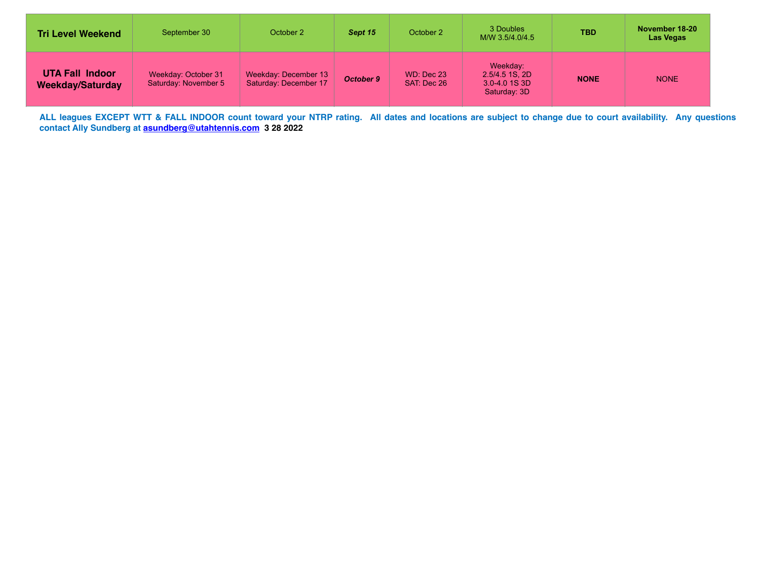| | | | | | | | |
|---|---|---|---|---|---|---|---|
| **Tri Level Weekend** | September 30 | October 2 | ***Sept 15*** | October 2 | 3 Doubles<br>M/W 3.5/4.0/4.5 | **TBD** | **November 18-20<br>Las Vegas** |
| **UTA Fall Indoor Weekday/Saturday** | Weekday: October 31<br>Saturday: November 5 | Weekday: December 13<br>Saturday: December 17 | ***October 9*** | WD: Dec 23<br>SAT: Dec 26 | Weekday:<br>2.5/4.5 1S, 2D<br>3.0-4.0 1S 3D<br>Saturday: 3D | **NONE** | NONE |

**ALL leagues EXCEPT WTT & FALL INDOOR count toward your NTRP rating. All dates and locations are subject to change due to court availability. Any questions contact Ally Sundberg at asundberg@utahtennis.com 3 28 2022**